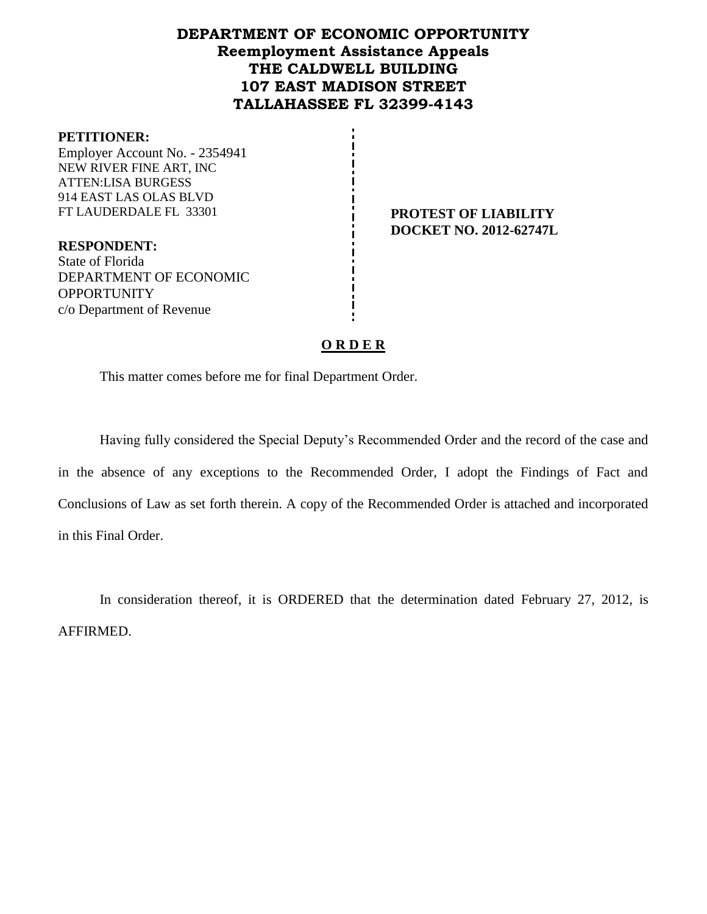# DEPARTMENT OF ECONOMIC OPPORTUNITY
## Reemployment Assistance Appeals
## THE CALDWELL BUILDING
## 107 EAST MADISON STREET
## TALLAHASSEE FL 32399-4143

**PETITIONER:**
Employer Account No. - 2354941
NEW RIVER FINE ART, INC
ATTEN:LISA BURGESS
914 EAST LAS OLAS BLVD
FT LAUDERDALE FL 33301

**PROTEST OF LIABILITY**
**DOCKET NO. 2012-62747L**

**RESPONDENT:**
State of Florida
DEPARTMENT OF ECONOMIC OPPORTUNITY
c/o Department of Revenue

**O R D E R**

This matter comes before me for final Department Order.

Having fully considered the Special Deputy's Recommended Order and the record of the case and in the absence of any exceptions to the Recommended Order, I adopt the Findings of Fact and Conclusions of Law as set forth therein. A copy of the Recommended Order is attached and incorporated in this Final Order.

In consideration thereof, it is ORDERED that the determination dated February 27, 2012, is AFFIRMED.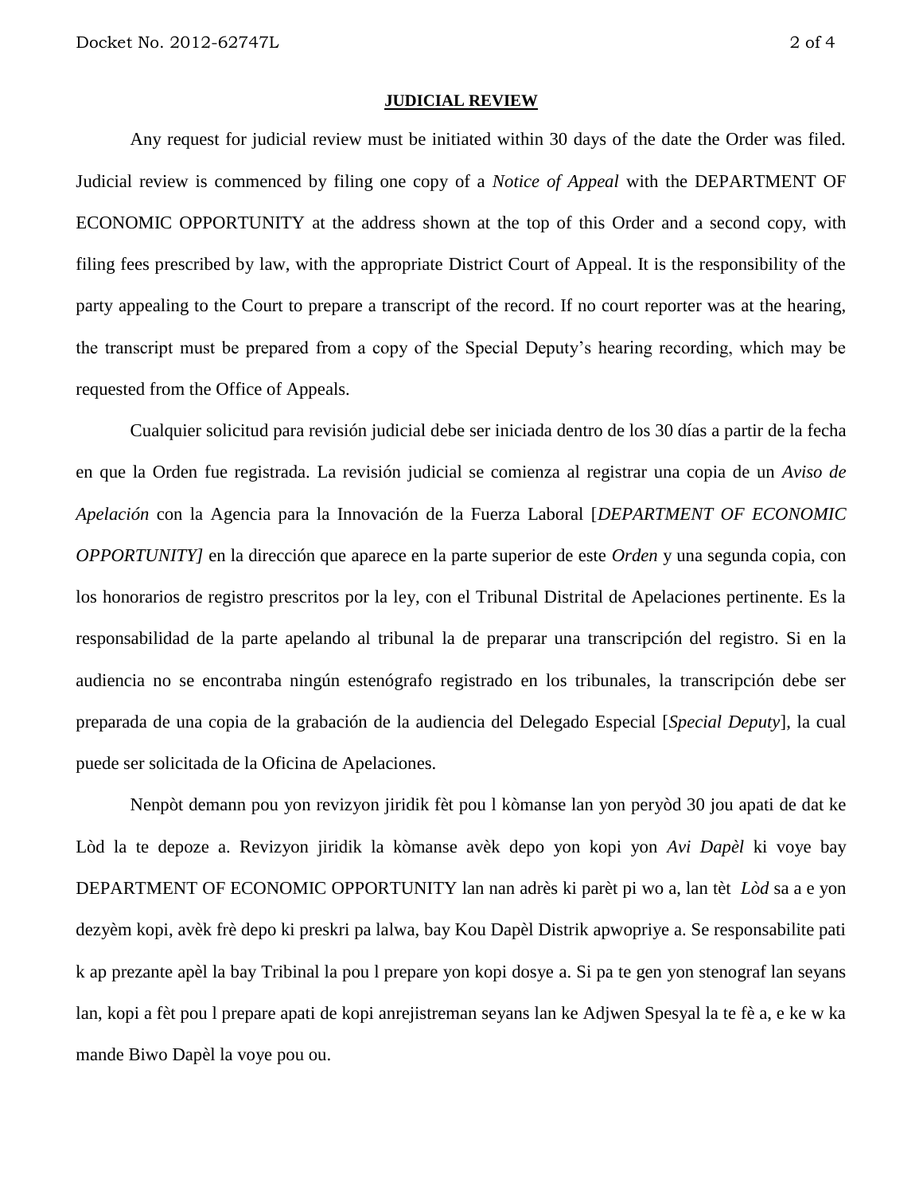**JUDICIAL REVIEW**

Any request for judicial review must be initiated within 30 days of the date the Order was filed. Judicial review is commenced by filing one copy of a *Notice of Appeal* with the DEPARTMENT OF ECONOMIC OPPORTUNITY at the address shown at the top of this Order and a second copy, with filing fees prescribed by law, with the appropriate District Court of Appeal. It is the responsibility of the party appealing to the Court to prepare a transcript of the record. If no court reporter was at the hearing, the transcript must be prepared from a copy of the Special Deputy's hearing recording, which may be requested from the Office of Appeals.

Cualquier solicitud para revisión judicial debe ser iniciada dentro de los 30 días a partir de la fecha en que la Orden fue registrada. La revisión judicial se comienza al registrar una copia de un *Aviso de Apelación* con la Agencia para la Innovación de la Fuerza Laboral [*DEPARTMENT OF ECONOMIC OPPORTUNITY]* en la dirección que aparece en la parte superior de este *Orden* y una segunda copia, con los honorarios de registro prescritos por la ley, con el Tribunal Distrital de Apelaciones pertinente. Es la responsabilidad de la parte apelando al tribunal la de preparar una transcripción del registro. Si en la audiencia no se encontraba ningún estenógrafo registrado en los tribunales, la transcripción debe ser preparada de una copia de la grabación de la audiencia del Delegado Especial [*Special Deputy*], la cual puede ser solicitada de la Oficina de Apelaciones.

Nenpòt demann pou yon revizyon jiridik fèt pou l kòmanse lan yon peryòd 30 jou apati de dat ke Lòd la te depoze a. Revizyon jiridik la kòmanse avèk depo yon kopi yon *Avi Dapèl* ki voye bay DEPARTMENT OF ECONOMIC OPPORTUNITY lan nan adrès ki parèt pi wo a, lan tèt *Lòd* sa a e yon dezyèm kopi, avèk frè depo ki preskri pa lalwa, bay Kou Dapèl Distrik apwopriye a. Se responsabilite pati k ap prezante apèl la bay Tribinal la pou l prepare yon kopi dosye a. Si pa te gen yon stenograf lan seyans lan, kopi a fèt pou l prepare apati de kopi anrejistreman seyans lan ke Adjwen Spesyal la te fè a, e ke w ka mande Biwo Dapèl la voye pou ou.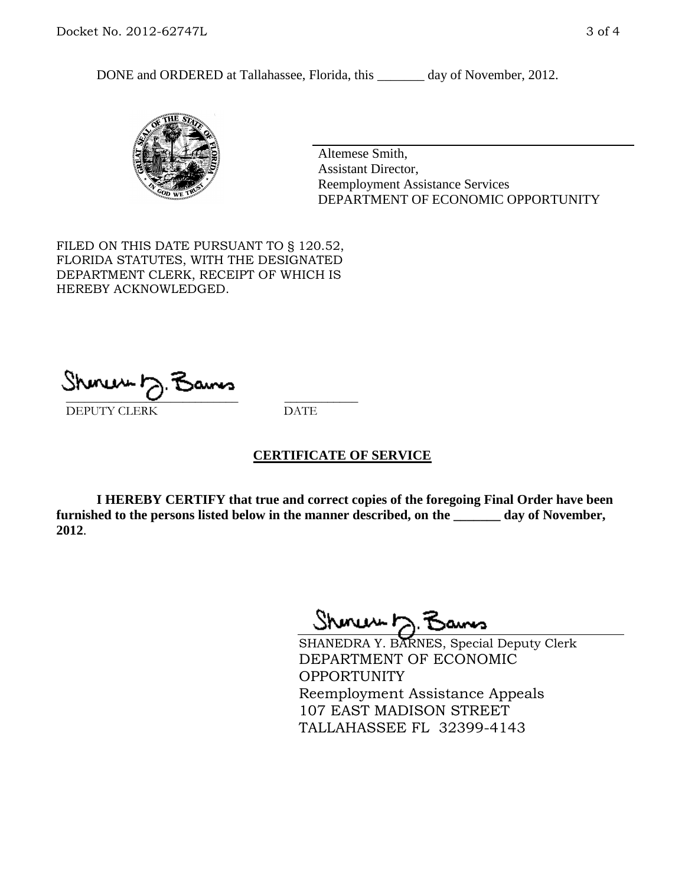DONE and ORDERED at Tallahassee, Florida, this _______ day of November, 2012.

Altemese Smith,
Assistant Director,
Reemployment Assistance Services
DEPARTMENT OF ECONOMIC OPPORTUNITY

FILED ON THIS DATE PURSUANT TO § 120.52, FLORIDA STATUTES, WITH THE DESIGNATED DEPARTMENT CLERK, RECEIPT OF WHICH IS HEREBY ACKNOWLEDGED.

___________________________ ___________
DEPUTY CLERK DATE

## CERTIFICATE OF SERVICE

**I HEREBY CERTIFY that true and correct copies of the foregoing Final Order have been furnished to the persons listed below in the manner described, on the _______ day of November, 2012**.

SHANEDRA Y. BARNES, Special Deputy Clerk
DEPARTMENT OF ECONOMIC OPPORTUNITY
Reemployment Assistance Appeals
107 EAST MADISON STREET
TALLAHASSEE FL 32399-4143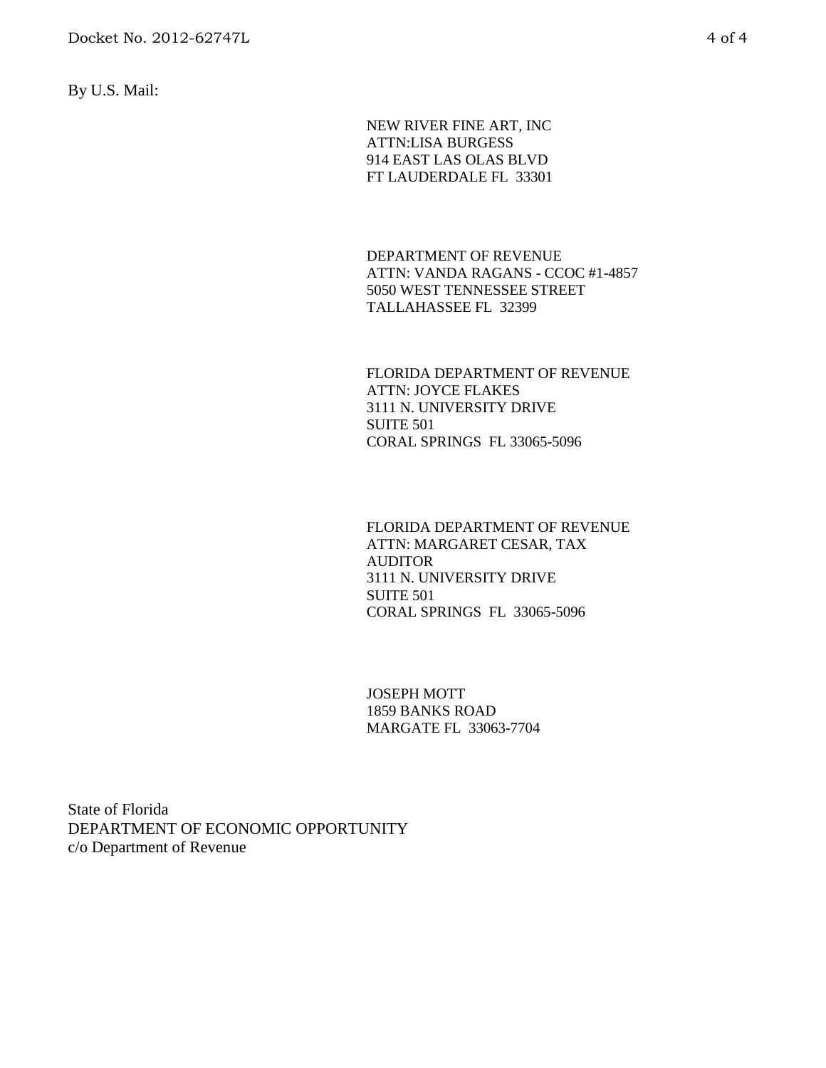By U.S. Mail:

NEW RIVER FINE ART, INC
ATTN:LISA BURGESS
914 EAST LAS OLAS BLVD
FT LAUDERDALE FL 33301

DEPARTMENT OF REVENUE
ATTN: VANDA RAGANS - CCOC #1-4857
5050 WEST TENNESSEE STREET
TALLAHASSEE FL 32399

FLORIDA DEPARTMENT OF REVENUE
ATTN: JOYCE FLAKES
3111 N. UNIVERSITY DRIVE
SUITE 501
CORAL SPRINGS FL 33065-5096

FLORIDA DEPARTMENT OF REVENUE
ATTN: MARGARET CESAR, TAX AUDITOR
3111 N. UNIVERSITY DRIVE
SUITE 501
CORAL SPRINGS FL 33065-5096

JOSEPH MOTT
1859 BANKS ROAD
MARGATE FL 33063-7704

State of Florida
DEPARTMENT OF ECONOMIC OPPORTUNITY
c/o Department of Revenue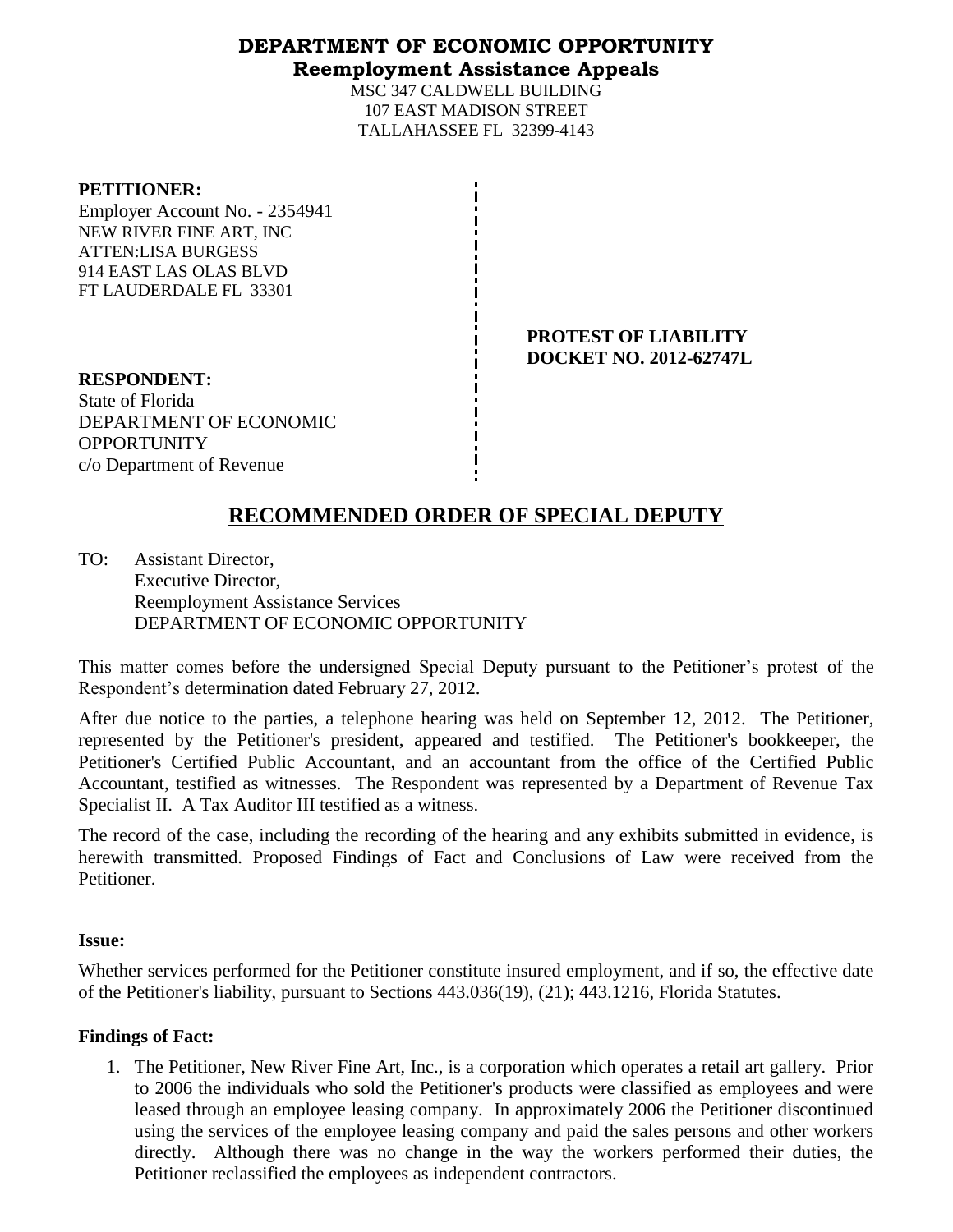# DEPARTMENT OF ECONOMIC OPPORTUNITY
## Reemployment Assistance Appeals

MSC 347 CALDWELL BUILDING
107 EAST MADISON STREET
TALLAHASSEE FL 32399-4143

**PETITIONER:**
Employer Account No. - 2354941
NEW RIVER FINE ART, INC
ATTEN:LISA BURGESS
914 EAST LAS OLAS BLVD
FT LAUDERDALE FL 33301

**PROTEST OF LIABILITY**
**DOCKET NO. 2012-62747L**

**RESPONDENT:**
State of Florida
DEPARTMENT OF ECONOMIC OPPORTUNITY
c/o Department of Revenue

# RECOMMENDED ORDER OF SPECIAL DEPUTY

TO: Assistant Director,
Executive Director,
Reemployment Assistance Services
DEPARTMENT OF ECONOMIC OPPORTUNITY

This matter comes before the undersigned Special Deputy pursuant to the Petitioner's protest of the Respondent's determination dated February 27, 2012.

After due notice to the parties, a telephone hearing was held on September 12, 2012. The Petitioner, represented by the Petitioner's president, appeared and testified. The Petitioner's bookkeeper, the Petitioner's Certified Public Accountant, and an accountant from the office of the Certified Public Accountant, testified as witnesses. The Respondent was represented by a Department of Revenue Tax Specialist II. A Tax Auditor III testified as a witness.

The record of the case, including the recording of the hearing and any exhibits submitted in evidence, is herewith transmitted. Proposed Findings of Fact and Conclusions of Law were received from the Petitioner.

**Issue:**

Whether services performed for the Petitioner constitute insured employment, and if so, the effective date of the Petitioner's liability, pursuant to Sections 443.036(19), (21); 443.1216, Florida Statutes.

**Findings of Fact:**

1. The Petitioner, New River Fine Art, Inc., is a corporation which operates a retail art gallery. Prior to 2006 the individuals who sold the Petitioner's products were classified as employees and were leased through an employee leasing company. In approximately 2006 the Petitioner discontinued using the services of the employee leasing company and paid the sales persons and other workers directly. Although there was no change in the way the workers performed their duties, the Petitioner reclassified the employees as independent contractors.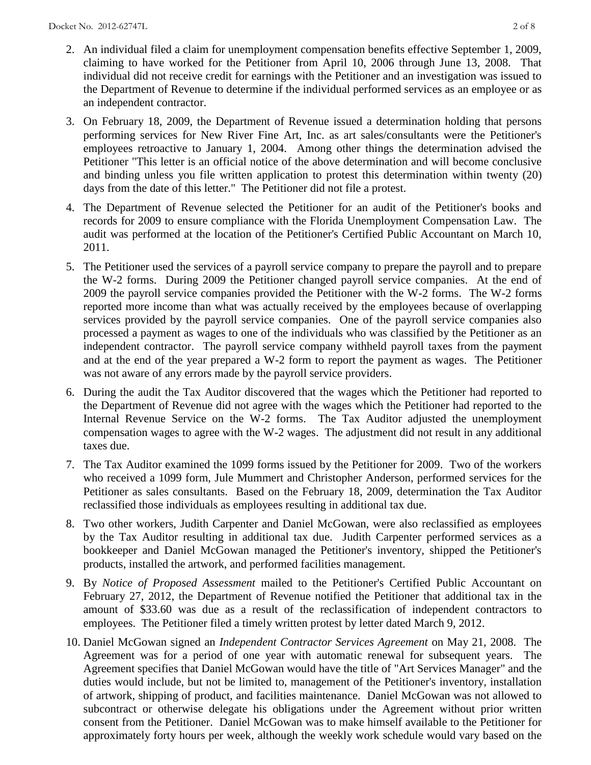2. An individual filed a claim for unemployment compensation benefits effective September 1, 2009, claiming to have worked for the Petitioner from April 10, 2006 through June 13, 2008. That individual did not receive credit for earnings with the Petitioner and an investigation was issued to the Department of Revenue to determine if the individual performed services as an employee or as an independent contractor.

3. On February 18, 2009, the Department of Revenue issued a determination holding that persons performing services for New River Fine Art, Inc. as art sales/consultants were the Petitioner's employees retroactive to January 1, 2004. Among other things the determination advised the Petitioner "This letter is an official notice of the above determination and will become conclusive and binding unless you file written application to protest this determination within twenty (20) days from the date of this letter." The Petitioner did not file a protest.

4. The Department of Revenue selected the Petitioner for an audit of the Petitioner's books and records for 2009 to ensure compliance with the Florida Unemployment Compensation Law. The audit was performed at the location of the Petitioner's Certified Public Accountant on March 10, 2011.

5. The Petitioner used the services of a payroll service company to prepare the payroll and to prepare the W-2 forms. During 2009 the Petitioner changed payroll service companies. At the end of 2009 the payroll service companies provided the Petitioner with the W-2 forms. The W-2 forms reported more income than what was actually received by the employees because of overlapping services provided by the payroll service companies. One of the payroll service companies also processed a payment as wages to one of the individuals who was classified by the Petitioner as an independent contractor. The payroll service company withheld payroll taxes from the payment and at the end of the year prepared a W-2 form to report the payment as wages. The Petitioner was not aware of any errors made by the payroll service providers.

6. During the audit the Tax Auditor discovered that the wages which the Petitioner had reported to the Department of Revenue did not agree with the wages which the Petitioner had reported to the Internal Revenue Service on the W-2 forms. The Tax Auditor adjusted the unemployment compensation wages to agree with the W-2 wages. The adjustment did not result in any additional taxes due.

7. The Tax Auditor examined the 1099 forms issued by the Petitioner for 2009. Two of the workers who received a 1099 form, Jule Mummert and Christopher Anderson, performed services for the Petitioner as sales consultants. Based on the February 18, 2009, determination the Tax Auditor reclassified those individuals as employees resulting in additional tax due.

8. Two other workers, Judith Carpenter and Daniel McGowan, were also reclassified as employees by the Tax Auditor resulting in additional tax due. Judith Carpenter performed services as a bookkeeper and Daniel McGowan managed the Petitioner's inventory, shipped the Petitioner's products, installed the artwork, and performed facilities management.

9. By *Notice of Proposed Assessment* mailed to the Petitioner's Certified Public Accountant on February 27, 2012, the Department of Revenue notified the Petitioner that additional tax in the amount of $33.60 was due as a result of the reclassification of independent contractors to employees. The Petitioner filed a timely written protest by letter dated March 9, 2012.

10. Daniel McGowan signed an *Independent Contractor Services Agreement* on May 21, 2008. The Agreement was for a period of one year with automatic renewal for subsequent years. The Agreement specifies that Daniel McGowan would have the title of "Art Services Manager" and the duties would include, but not be limited to, management of the Petitioner's inventory, installation of artwork, shipping of product, and facilities maintenance. Daniel McGowan was not allowed to subcontract or otherwise delegate his obligations under the Agreement without prior written consent from the Petitioner. Daniel McGowan was to make himself available to the Petitioner for approximately forty hours per week, although the weekly work schedule would vary based on the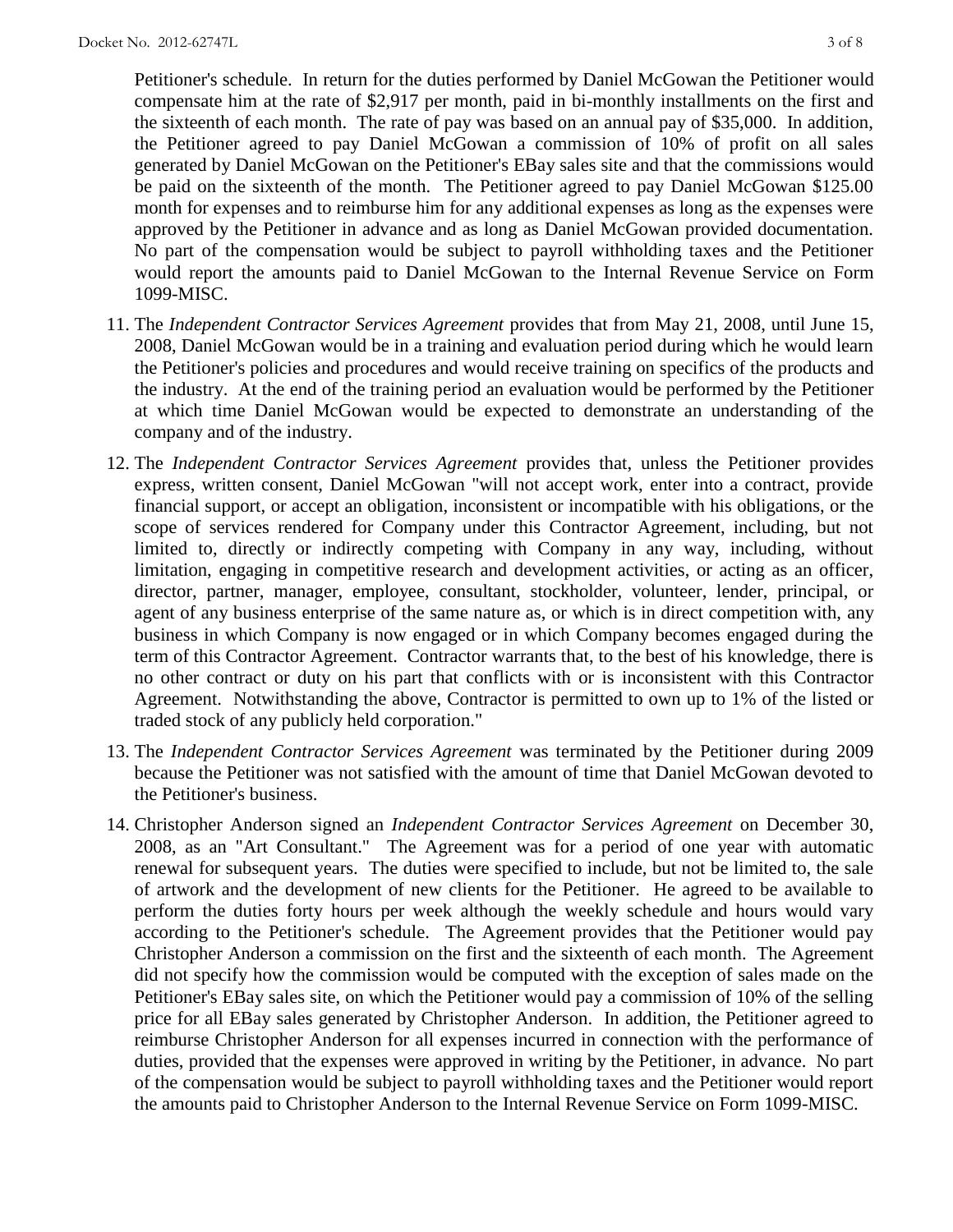Petitioner's schedule. In return for the duties performed by Daniel McGowan the Petitioner would compensate him at the rate of $2,917 per month, paid in bi-monthly installments on the first and the sixteenth of each month. The rate of pay was based on an annual pay of $35,000. In addition, the Petitioner agreed to pay Daniel McGowan a commission of 10% of profit on all sales generated by Daniel McGowan on the Petitioner's EBay sales site and that the commissions would be paid on the sixteenth of the month. The Petitioner agreed to pay Daniel McGowan $125.00 month for expenses and to reimburse him for any additional expenses as long as the expenses were approved by the Petitioner in advance and as long as Daniel McGowan provided documentation. No part of the compensation would be subject to payroll withholding taxes and the Petitioner would report the amounts paid to Daniel McGowan to the Internal Revenue Service on Form 1099-MISC.

11. The *Independent Contractor Services Agreement* provides that from May 21, 2008, until June 15, 2008, Daniel McGowan would be in a training and evaluation period during which he would learn the Petitioner's policies and procedures and would receive training on specifics of the products and the industry. At the end of the training period an evaluation would be performed by the Petitioner at which time Daniel McGowan would be expected to demonstrate an understanding of the company and of the industry.

12. The *Independent Contractor Services Agreement* provides that, unless the Petitioner provides express, written consent, Daniel McGowan "will not accept work, enter into a contract, provide financial support, or accept an obligation, inconsistent or incompatible with his obligations, or the scope of services rendered for Company under this Contractor Agreement, including, but not limited to, directly or indirectly competing with Company in any way, including, without limitation, engaging in competitive research and development activities, or acting as an officer, director, partner, manager, employee, consultant, stockholder, volunteer, lender, principal, or agent of any business enterprise of the same nature as, or which is in direct competition with, any business in which Company is now engaged or in which Company becomes engaged during the term of this Contractor Agreement. Contractor warrants that, to the best of his knowledge, there is no other contract or duty on his part that conflicts with or is inconsistent with this Contractor Agreement. Notwithstanding the above, Contractor is permitted to own up to 1% of the listed or traded stock of any publicly held corporation."

13. The *Independent Contractor Services Agreement* was terminated by the Petitioner during 2009 because the Petitioner was not satisfied with the amount of time that Daniel McGowan devoted to the Petitioner's business.

14. Christopher Anderson signed an *Independent Contractor Services Agreement* on December 30, 2008, as an "Art Consultant." The Agreement was for a period of one year with automatic renewal for subsequent years. The duties were specified to include, but not be limited to, the sale of artwork and the development of new clients for the Petitioner. He agreed to be available to perform the duties forty hours per week although the weekly schedule and hours would vary according to the Petitioner's schedule. The Agreement provides that the Petitioner would pay Christopher Anderson a commission on the first and the sixteenth of each month. The Agreement did not specify how the commission would be computed with the exception of sales made on the Petitioner's EBay sales site, on which the Petitioner would pay a commission of 10% of the selling price for all EBay sales generated by Christopher Anderson. In addition, the Petitioner agreed to reimburse Christopher Anderson for all expenses incurred in connection with the performance of duties, provided that the expenses were approved in writing by the Petitioner, in advance. No part of the compensation would be subject to payroll withholding taxes and the Petitioner would report the amounts paid to Christopher Anderson to the Internal Revenue Service on Form 1099-MISC.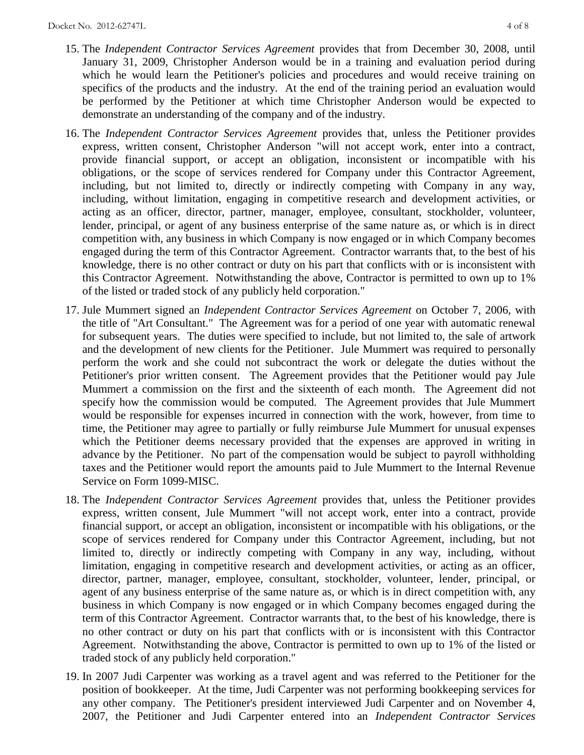15. The *Independent Contractor Services Agreement* provides that from December 30, 2008, until January 31, 2009, Christopher Anderson would be in a training and evaluation period during which he would learn the Petitioner's policies and procedures and would receive training on specifics of the products and the industry. At the end of the training period an evaluation would be performed by the Petitioner at which time Christopher Anderson would be expected to demonstrate an understanding of the company and of the industry.

16. The *Independent Contractor Services Agreement* provides that, unless the Petitioner provides express, written consent, Christopher Anderson "will not accept work, enter into a contract, provide financial support, or accept an obligation, inconsistent or incompatible with his obligations, or the scope of services rendered for Company under this Contractor Agreement, including, but not limited to, directly or indirectly competing with Company in any way, including, without limitation, engaging in competitive research and development activities, or acting as an officer, director, partner, manager, employee, consultant, stockholder, volunteer, lender, principal, or agent of any business enterprise of the same nature as, or which is in direct competition with, any business in which Company is now engaged or in which Company becomes engaged during the term of this Contractor Agreement. Contractor warrants that, to the best of his knowledge, there is no other contract or duty on his part that conflicts with or is inconsistent with this Contractor Agreement. Notwithstanding the above, Contractor is permitted to own up to 1% of the listed or traded stock of any publicly held corporation."

17. Jule Mummert signed an *Independent Contractor Services Agreement* on October 7, 2006, with the title of "Art Consultant." The Agreement was for a period of one year with automatic renewal for subsequent years. The duties were specified to include, but not limited to, the sale of artwork and the development of new clients for the Petitioner. Jule Mummert was required to personally perform the work and she could not subcontract the work or delegate the duties without the Petitioner's prior written consent. The Agreement provides that the Petitioner would pay Jule Mummert a commission on the first and the sixteenth of each month. The Agreement did not specify how the commission would be computed. The Agreement provides that Jule Mummert would be responsible for expenses incurred in connection with the work, however, from time to time, the Petitioner may agree to partially or fully reimburse Jule Mummert for unusual expenses which the Petitioner deems necessary provided that the expenses are approved in writing in advance by the Petitioner. No part of the compensation would be subject to payroll withholding taxes and the Petitioner would report the amounts paid to Jule Mummert to the Internal Revenue Service on Form 1099-MISC.

18. The *Independent Contractor Services Agreement* provides that, unless the Petitioner provides express, written consent, Jule Mummert "will not accept work, enter into a contract, provide financial support, or accept an obligation, inconsistent or incompatible with his obligations, or the scope of services rendered for Company under this Contractor Agreement, including, but not limited to, directly or indirectly competing with Company in any way, including, without limitation, engaging in competitive research and development activities, or acting as an officer, director, partner, manager, employee, consultant, stockholder, volunteer, lender, principal, or agent of any business enterprise of the same nature as, or which is in direct competition with, any business in which Company is now engaged or in which Company becomes engaged during the term of this Contractor Agreement. Contractor warrants that, to the best of his knowledge, there is no other contract or duty on his part that conflicts with or is inconsistent with this Contractor Agreement. Notwithstanding the above, Contractor is permitted to own up to 1% of the listed or traded stock of any publicly held corporation."

19. In 2007 Judi Carpenter was working as a travel agent and was referred to the Petitioner for the position of bookkeeper. At the time, Judi Carpenter was not performing bookkeeping services for any other company. The Petitioner's president interviewed Judi Carpenter and on November 4, 2007, the Petitioner and Judi Carpenter entered into an *Independent Contractor Services*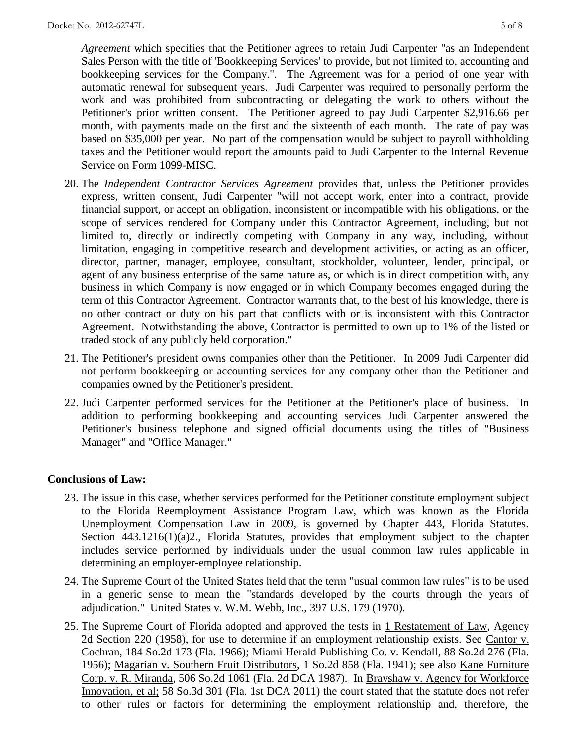*Agreement* which specifies that the Petitioner agrees to retain Judi Carpenter "as an Independent Sales Person with the title of 'Bookkeeping Services' to provide, but not limited to, accounting and bookkeeping services for the Company.". The Agreement was for a period of one year with automatic renewal for subsequent years. Judi Carpenter was required to personally perform the work and was prohibited from subcontracting or delegating the work to others without the Petitioner's prior written consent. The Petitioner agreed to pay Judi Carpenter $2,916.66 per month, with payments made on the first and the sixteenth of each month. The rate of pay was based on $35,000 per year. No part of the compensation would be subject to payroll withholding taxes and the Petitioner would report the amounts paid to Judi Carpenter to the Internal Revenue Service on Form 1099-MISC.

20. The *Independent Contractor Services Agreement* provides that, unless the Petitioner provides express, written consent, Judi Carpenter "will not accept work, enter into a contract, provide financial support, or accept an obligation, inconsistent or incompatible with his obligations, or the scope of services rendered for Company under this Contractor Agreement, including, but not limited to, directly or indirectly competing with Company in any way, including, without limitation, engaging in competitive research and development activities, or acting as an officer, director, partner, manager, employee, consultant, stockholder, volunteer, lender, principal, or agent of any business enterprise of the same nature as, or which is in direct competition with, any business in which Company is now engaged or in which Company becomes engaged during the term of this Contractor Agreement. Contractor warrants that, to the best of his knowledge, there is no other contract or duty on his part that conflicts with or is inconsistent with this Contractor Agreement. Notwithstanding the above, Contractor is permitted to own up to 1% of the listed or traded stock of any publicly held corporation."

21. The Petitioner's president owns companies other than the Petitioner. In 2009 Judi Carpenter did not perform bookkeeping or accounting services for any company other than the Petitioner and companies owned by the Petitioner's president.

22. Judi Carpenter performed services for the Petitioner at the Petitioner's place of business. In addition to performing bookkeeping and accounting services Judi Carpenter answered the Petitioner's business telephone and signed official documents using the titles of "Business Manager" and "Office Manager."

## Conclusions of Law:

23. The issue in this case, whether services performed for the Petitioner constitute employment subject to the Florida Reemployment Assistance Program Law, which was known as the Florida Unemployment Compensation Law in 2009, is governed by Chapter 443, Florida Statutes. Section 443.1216(1)(a)2., Florida Statutes, provides that employment subject to the chapter includes service performed by individuals under the usual common law rules applicable in determining an employer-employee relationship.

24. The Supreme Court of the United States held that the term "usual common law rules" is to be used in a generic sense to mean the "standards developed by the courts through the years of adjudication." United States v. W.M. Webb, Inc., 397 U.S. 179 (1970).

25. The Supreme Court of Florida adopted and approved the tests in 1 Restatement of Law, Agency 2d Section 220 (1958), for use to determine if an employment relationship exists. See Cantor v. Cochran, 184 So.2d 173 (Fla. 1966); Miami Herald Publishing Co. v. Kendall, 88 So.2d 276 (Fla. 1956); Magarian v. Southern Fruit Distributors, 1 So.2d 858 (Fla. 1941); see also Kane Furniture Corp. v. R. Miranda, 506 So.2d 1061 (Fla. 2d DCA 1987). In Brayshaw v. Agency for Workforce Innovation, et al; 58 So.3d 301 (Fla. 1st DCA 2011) the court stated that the statute does not refer to other rules or factors for determining the employment relationship and, therefore, the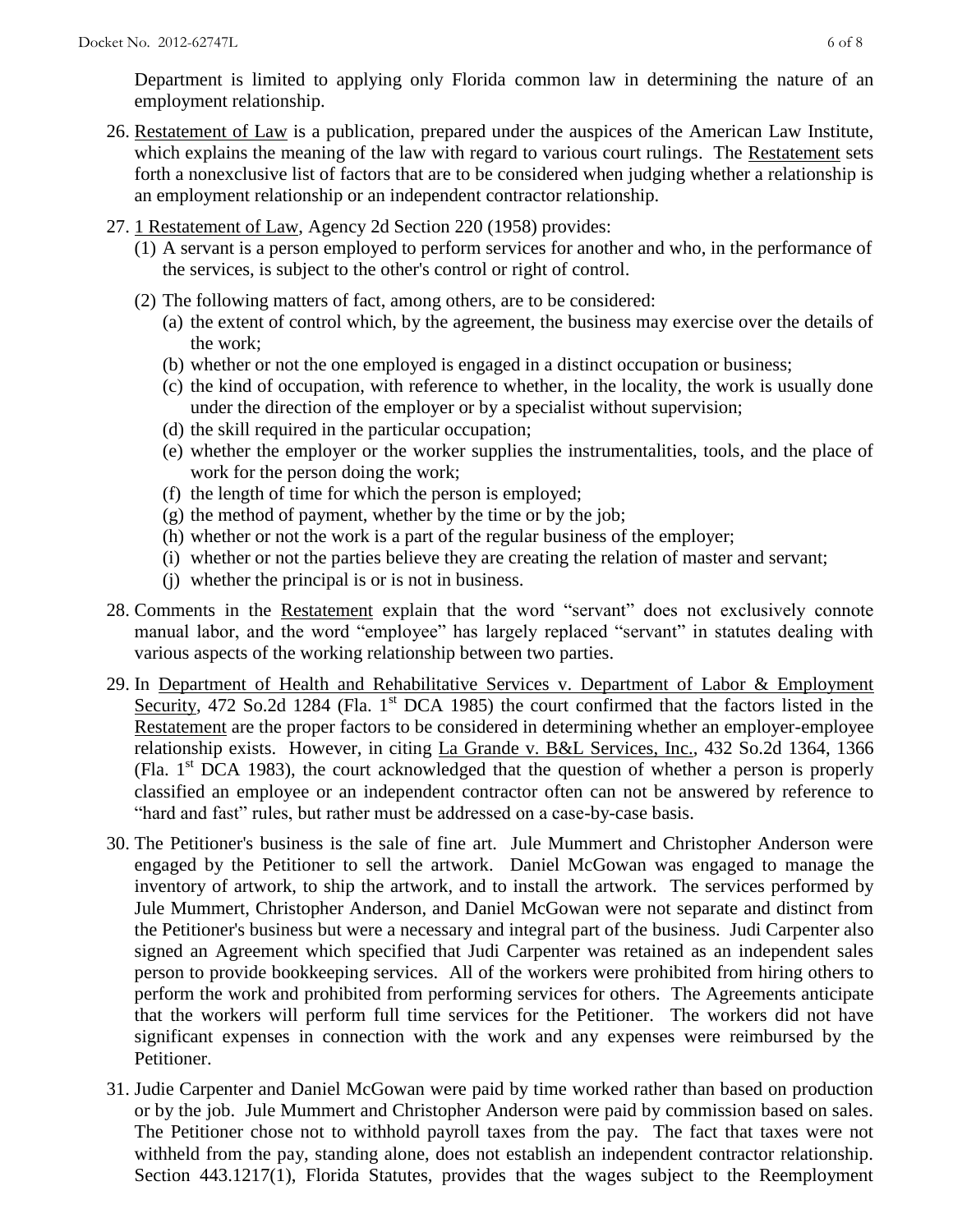Department is limited to applying only Florida common law in determining the nature of an employment relationship.

26. Restatement of Law is a publication, prepared under the auspices of the American Law Institute, which explains the meaning of the law with regard to various court rulings. The Restatement sets forth a nonexclusive list of factors that are to be considered when judging whether a relationship is an employment relationship or an independent contractor relationship.

27. 1 Restatement of Law, Agency 2d Section 220 (1958) provides:
    (1) A servant is a person employed to perform services for another and who, in the performance of the services, is subject to the other's control or right of control.
    (2) The following matters of fact, among others, are to be considered:
        (a) the extent of control which, by the agreement, the business may exercise over the details of the work;
        (b) whether or not the one employed is engaged in a distinct occupation or business;
        (c) the kind of occupation, with reference to whether, in the locality, the work is usually done under the direction of the employer or by a specialist without supervision;
        (d) the skill required in the particular occupation;
        (e) whether the employer or the worker supplies the instrumentalities, tools, and the place of work for the person doing the work;
        (f) the length of time for which the person is employed;
        (g) the method of payment, whether by the time or by the job;
        (h) whether or not the work is a part of the regular business of the employer;
        (i) whether or not the parties believe they are creating the relation of master and servant;
        (j) whether the principal is or is not in business.

28. Comments in the Restatement explain that the word "servant" does not exclusively connote manual labor, and the word "employee" has largely replaced "servant" in statutes dealing with various aspects of the working relationship between two parties.

29. In Department of Health and Rehabilitative Services v. Department of Labor & Employment Security, 472 So.2d 1284 (Fla. 1st DCA 1985) the court confirmed that the factors listed in the Restatement are the proper factors to be considered in determining whether an employer-employee relationship exists. However, in citing La Grande v. B&L Services, Inc., 432 So.2d 1364, 1366 (Fla. 1st DCA 1983), the court acknowledged that the question of whether a person is properly classified an employee or an independent contractor often can not be answered by reference to "hard and fast" rules, but rather must be addressed on a case-by-case basis.

30. The Petitioner's business is the sale of fine art. Jule Mummert and Christopher Anderson were engaged by the Petitioner to sell the artwork. Daniel McGowan was engaged to manage the inventory of artwork, to ship the artwork, and to install the artwork. The services performed by Jule Mummert, Christopher Anderson, and Daniel McGowan were not separate and distinct from the Petitioner's business but were a necessary and integral part of the business. Judi Carpenter also signed an Agreement which specified that Judi Carpenter was retained as an independent sales person to provide bookkeeping services. All of the workers were prohibited from hiring others to perform the work and prohibited from performing services for others. The Agreements anticipate that the workers will perform full time services for the Petitioner. The workers did not have significant expenses in connection with the work and any expenses were reimbursed by the Petitioner.

31. Judie Carpenter and Daniel McGowan were paid by time worked rather than based on production or by the job. Jule Mummert and Christopher Anderson were paid by commission based on sales. The Petitioner chose not to withhold payroll taxes from the pay. The fact that taxes were not withheld from the pay, standing alone, does not establish an independent contractor relationship. Section 443.1217(1), Florida Statutes, provides that the wages subject to the Reemployment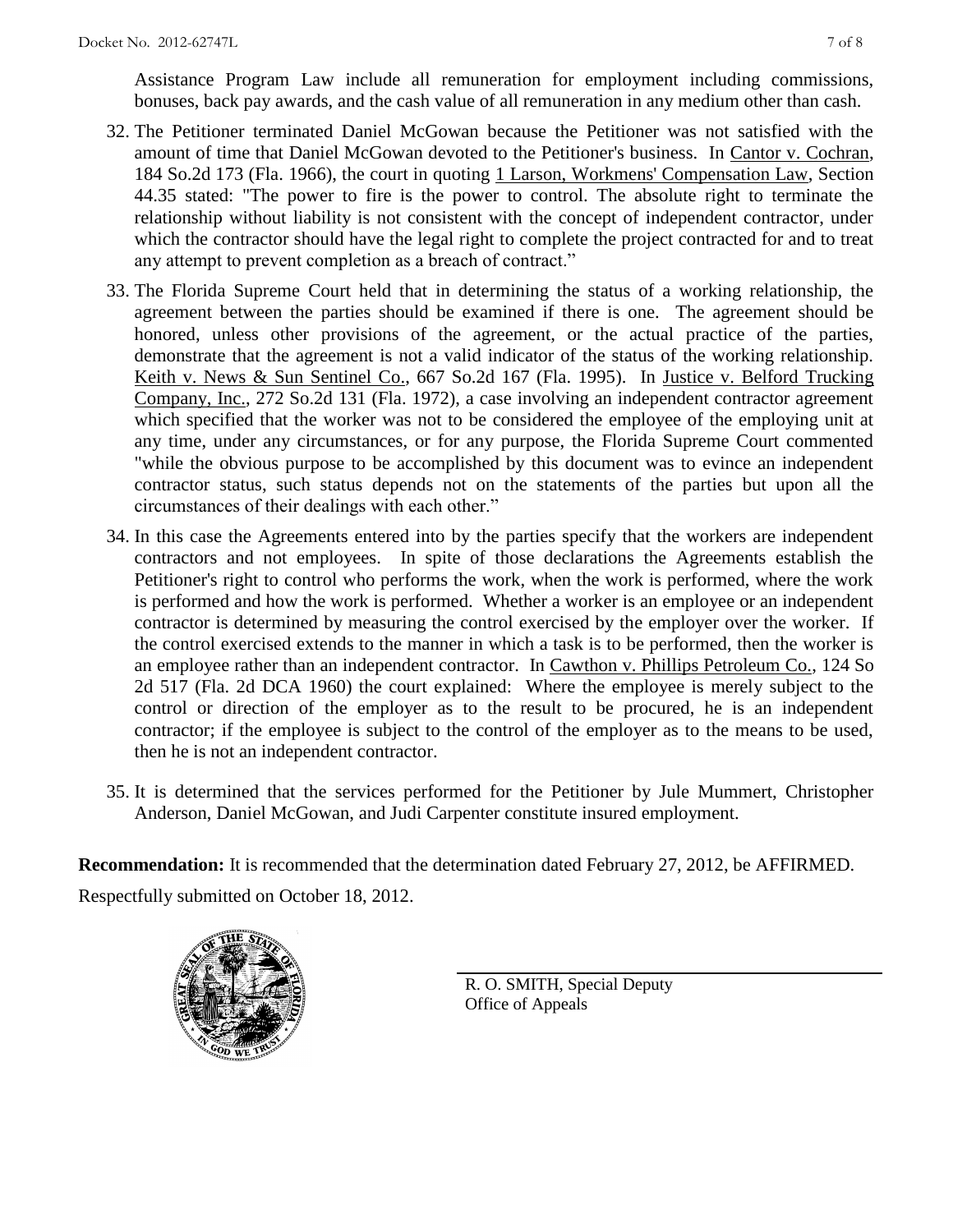Assistance Program Law include all remuneration for employment including commissions, bonuses, back pay awards, and the cash value of all remuneration in any medium other than cash.

32. The Petitioner terminated Daniel McGowan because the Petitioner was not satisfied with the amount of time that Daniel McGowan devoted to the Petitioner's business. In Cantor v. Cochran, 184 So.2d 173 (Fla. 1966), the court in quoting 1 Larson, Workmens' Compensation Law, Section 44.35 stated: "The power to fire is the power to control. The absolute right to terminate the relationship without liability is not consistent with the concept of independent contractor, under which the contractor should have the legal right to complete the project contracted for and to treat any attempt to prevent completion as a breach of contract."

33. The Florida Supreme Court held that in determining the status of a working relationship, the agreement between the parties should be examined if there is one. The agreement should be honored, unless other provisions of the agreement, or the actual practice of the parties, demonstrate that the agreement is not a valid indicator of the status of the working relationship. Keith v. News & Sun Sentinel Co., 667 So.2d 167 (Fla. 1995). In Justice v. Belford Trucking Company, Inc., 272 So.2d 131 (Fla. 1972), a case involving an independent contractor agreement which specified that the worker was not to be considered the employee of the employing unit at any time, under any circumstances, or for any purpose, the Florida Supreme Court commented "while the obvious purpose to be accomplished by this document was to evince an independent contractor status, such status depends not on the statements of the parties but upon all the circumstances of their dealings with each other."

34. In this case the Agreements entered into by the parties specify that the workers are independent contractors and not employees. In spite of those declarations the Agreements establish the Petitioner's right to control who performs the work, when the work is performed, where the work is performed and how the work is performed. Whether a worker is an employee or an independent contractor is determined by measuring the control exercised by the employer over the worker. If the control exercised extends to the manner in which a task is to be performed, then the worker is an employee rather than an independent contractor. In Cawthon v. Phillips Petroleum Co., 124 So 2d 517 (Fla. 2d DCA 1960) the court explained: Where the employee is merely subject to the control or direction of the employer as to the result to be procured, he is an independent contractor; if the employee is subject to the control of the employer as to the means to be used, then he is not an independent contractor.

35. It is determined that the services performed for the Petitioner by Jule Mummert, Christopher Anderson, Daniel McGowan, and Judi Carpenter constitute insured employment.

**Recommendation:** It is recommended that the determination dated February 27, 2012, be AFFIRMED.

Respectfully submitted on October 18, 2012.

R. O. SMITH, Special Deputy
Office of Appeals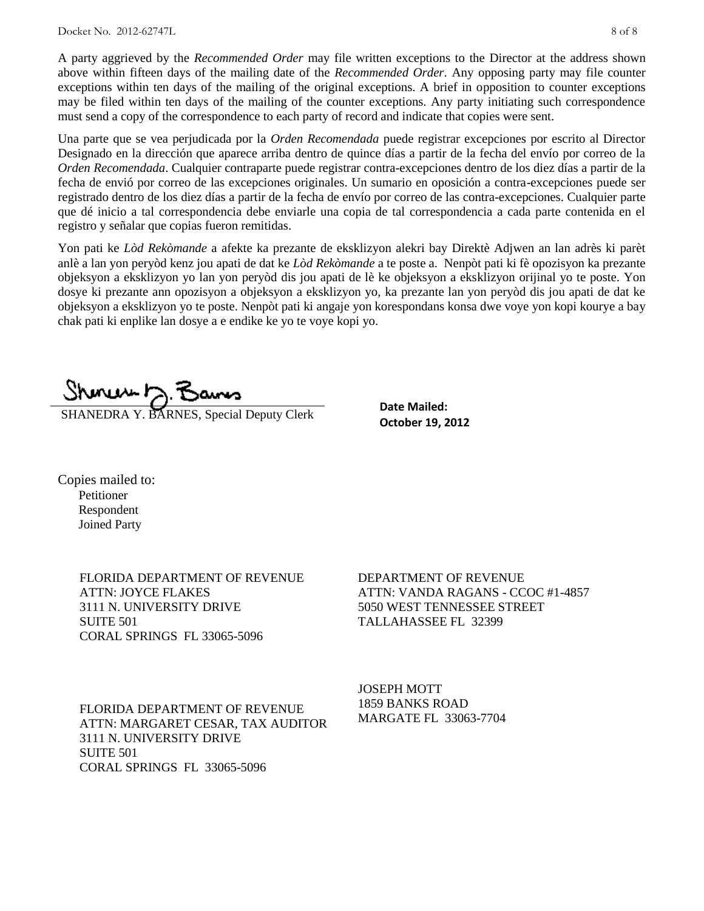A party aggrieved by the *Recommended Order* may file written exceptions to the Director at the address shown above within fifteen days of the mailing date of the *Recommended Order*. Any opposing party may file counter exceptions within ten days of the mailing of the original exceptions. A brief in opposition to counter exceptions may be filed within ten days of the mailing of the counter exceptions. Any party initiating such correspondence must send a copy of the correspondence to each party of record and indicate that copies were sent.

Una parte que se vea perjudicada por la *Orden Recomendada* puede registrar excepciones por escrito al Director Designado en la dirección que aparece arriba dentro de quince días a partir de la fecha del envío por correo de la *Orden Recomendada*. Cualquier contraparte puede registrar contra-excepciones dentro de los diez días a partir de la fecha de envió por correo de las excepciones originales. Un sumario en oposición a contra-excepciones puede ser registrado dentro de los diez días a partir de la fecha de envío por correo de las contra-excepciones. Cualquier parte que dé inicio a tal correspondencia debe enviarle una copia de tal correspondencia a cada parte contenida en el registro y señalar que copias fueron remitidas.

Yon pati ke *Lòd Rekòmande* a afekte ka prezante de eksklizyon alekri bay Direktè Adjwen an lan adrès ki parèt anlè a lan yon peryòd kenz jou apati de dat ke *Lòd Rekòmande* a te poste a. Nenpòt pati ki fè opozisyon ka prezante objeksyon a eksklizyon yo lan yon peryòd dis jou apati de lè ke objeksyon a eksklizyon orijinal yo te poste. Yon dosye ki prezante ann opozisyon a objeksyon a eksklizyon yo, ka prezante lan yon peryòd dis jou apati de dat ke objeksyon a eksklizyon yo te poste. Nenpòt pati ki angaje yon korespondans konsa dwe voye yon kopi kourye a bay chak pati ki enplike lan dosye a e endike ke yo te voye kopi yo.

SHANEDRA Y. BARNES, Special Deputy Clerk

**Date Mailed:**
**October 19, 2012**

Copies mailed to:
Petitioner
Respondent
Joined Party

FLORIDA DEPARTMENT OF REVENUE
ATTN: JOYCE FLAKES
3111 N. UNIVERSITY DRIVE
SUITE 501
CORAL SPRINGS FL 33065-5096

DEPARTMENT OF REVENUE
ATTN: VANDA RAGANS - CCOC #1-4857
5050 WEST TENNESSEE STREET
TALLAHASSEE FL 32399

FLORIDA DEPARTMENT OF REVENUE
ATTN: MARGARET CESAR, TAX AUDITOR
3111 N. UNIVERSITY DRIVE
SUITE 501
CORAL SPRINGS FL 33065-5096

JOSEPH MOTT
1859 BANKS ROAD
MARGATE FL 33063-7704